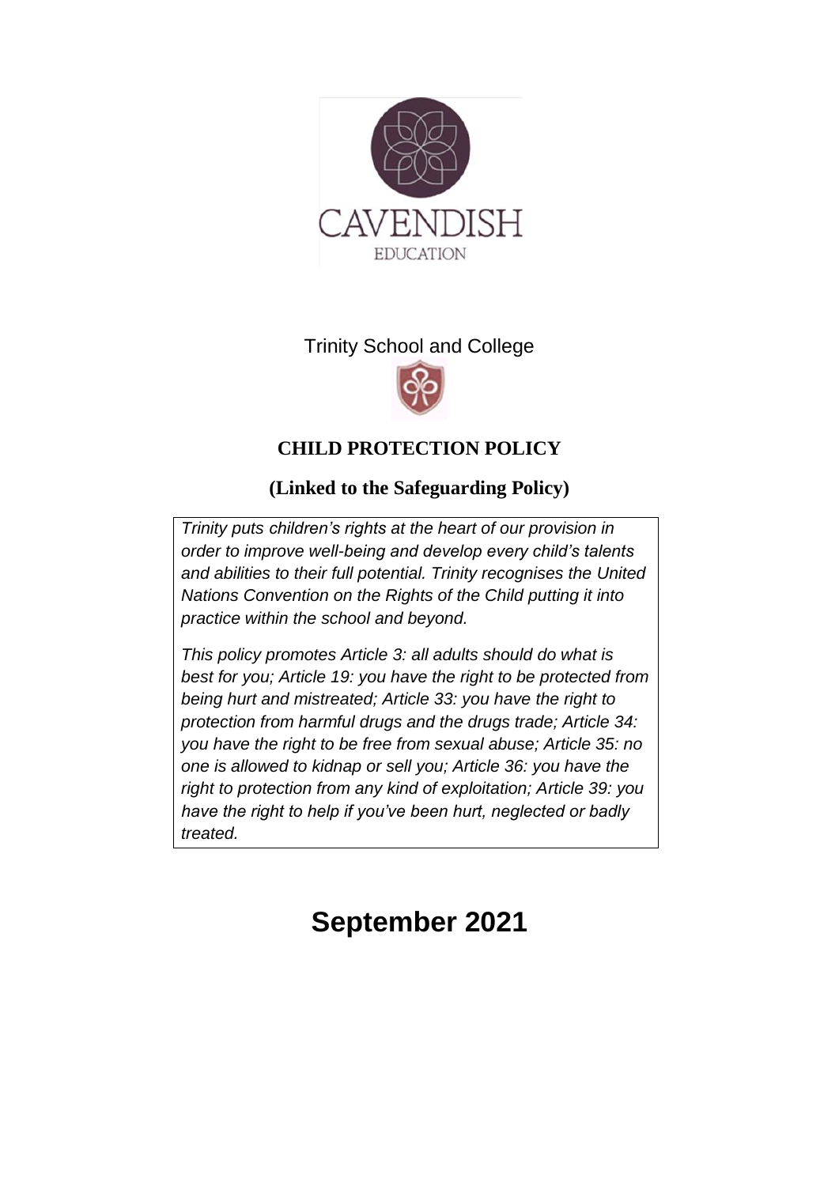CAVENDISH

EDUCATION

Trinity School and College

# CHILD PROTECTION POLICY

## (Linked to the Safeguarding Policy)

*Trinity puts children's rights at the heart of our provision in order to improve well-being and develop every child's talents and abilities to their full potential. Trinity recognises the United Nations Convention on the Rights of the Child putting it into practice within the school and beyond.*

*This policy promotes Article 3: all adults should do what is best for you; Article 19: you have the right to be protected from being hurt and mistreated; Article 33: you have the right to protection from harmful drugs and the drugs trade; Article 34: you have the right to be free from sexual abuse; Article 35: no one is allowed to kidnap or sell you; Article 36: you have the right to protection from any kind of exploitation; Article 39: you have the right to help if you've been hurt, neglected or badly treated.*

# September 2021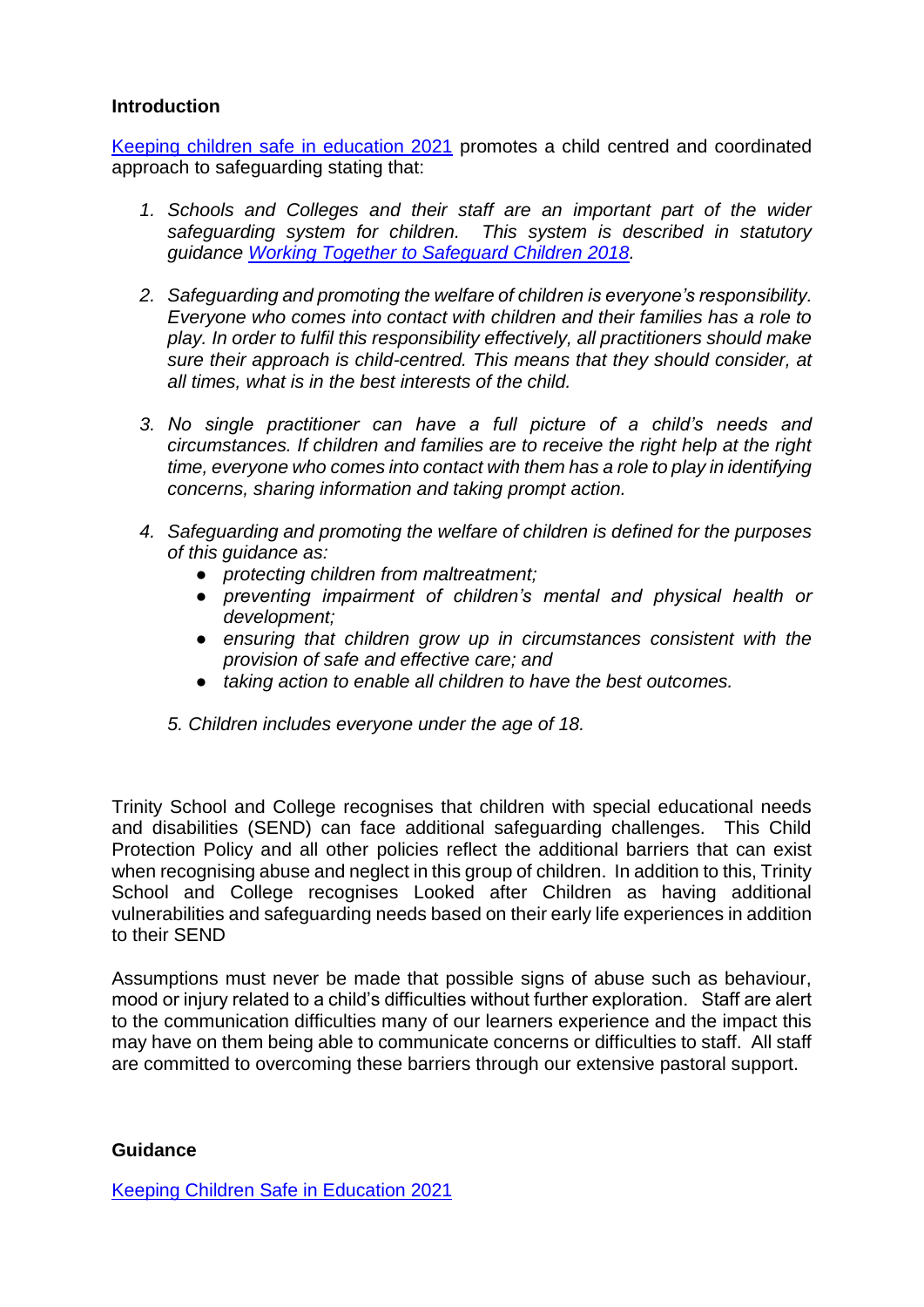**Introduction**

[Keeping children safe in education 2021](#) promotes a child centred and coordinated approach to safeguarding stating that:

1. *Schools and Colleges and their staff are an important part of the wider safeguarding system for children. This system is described in statutory guidance [Working Together to Safeguard Children 2018](#).*

2. *Safeguarding and promoting the welfare of children is everyone's responsibility. Everyone who comes into contact with children and their families has a role to play. In order to fulfil this responsibility effectively, all practitioners should make sure their approach is child-centred. This means that they should consider, at all times, what is in the best interests of the child.*

3. *No single practitioner can have a full picture of a child's needs and circumstances. If children and families are to receive the right help at the right time, everyone who comes into contact with them has a role to play in identifying concerns, sharing information and taking prompt action.*

4. *Safeguarding and promoting the welfare of children is defined for the purposes of this guidance as:*
   - *protecting children from maltreatment;*
   - *preventing impairment of children's mental and physical health or development;*
   - *ensuring that children grow up in circumstances consistent with the provision of safe and effective care; and*
   - *taking action to enable all children to have the best outcomes.*

5. *Children includes everyone under the age of 18.*

Trinity School and College recognises that children with special educational needs and disabilities (SEND) can face additional safeguarding challenges. This Child Protection Policy and all other policies reflect the additional barriers that can exist when recognising abuse and neglect in this group of children. In addition to this, Trinity School and College recognises Looked after Children as having additional vulnerabilities and safeguarding needs based on their early life experiences in addition to their SEND

Assumptions must never be made that possible signs of abuse such as behaviour, mood or injury related to a child's difficulties without further exploration. Staff are alert to the communication difficulties many of our learners experience and the impact this may have on them being able to communicate concerns or difficulties to staff. All staff are committed to overcoming these barriers through our extensive pastoral support.

**Guidance**

[Keeping Children Safe in Education 2021](#)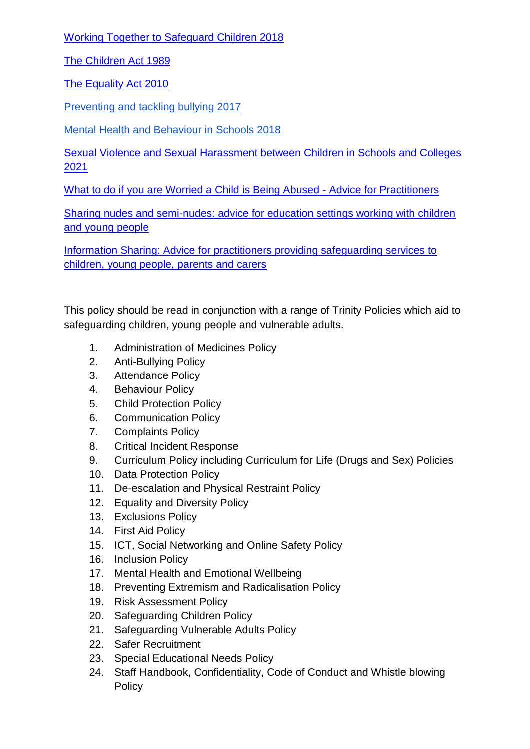Working Together to Safeguard Children 2018

The Children Act 1989

The Equality Act 2010

Preventing and tackling bullying 2017

Mental Health and Behaviour in Schools 2018

Sexual Violence and Sexual Harassment between Children in Schools and Colleges 2021

What to do if you are Worried a Child is Being Abused - Advice for Practitioners

Sharing nudes and semi-nudes: advice for education settings working with children and young people

Information Sharing: Advice for practitioners providing safeguarding services to children, young people, parents and carers

This policy should be read in conjunction with a range of Trinity Policies which aid to safeguarding children, young people and vulnerable adults.

1. Administration of Medicines Policy
2. Anti-Bullying Policy
3. Attendance Policy
4. Behaviour Policy
5. Child Protection Policy
6. Communication Policy
7. Complaints Policy
8. Critical Incident Response
9. Curriculum Policy including Curriculum for Life (Drugs and Sex) Policies
10. Data Protection Policy
11. De-escalation and Physical Restraint Policy
12. Equality and Diversity Policy
13. Exclusions Policy
14. First Aid Policy
15. ICT, Social Networking and Online Safety Policy
16. Inclusion Policy
17. Mental Health and Emotional Wellbeing
18. Preventing Extremism and Radicalisation Policy
19. Risk Assessment Policy
20. Safeguarding Children Policy
21. Safeguarding Vulnerable Adults Policy
22. Safer Recruitment
23. Special Educational Needs Policy
24. Staff Handbook, Confidentiality, Code of Conduct and Whistle blowing Policy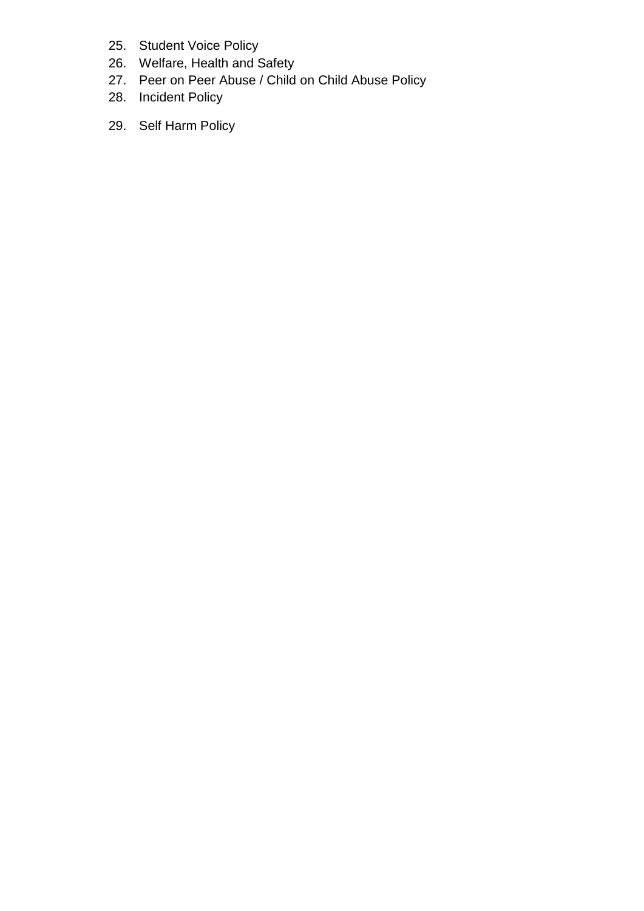25. Student Voice Policy
26. Welfare, Health and Safety
27. Peer on Peer Abuse / Child on Child Abuse Policy
28. Incident Policy
29. Self Harm Policy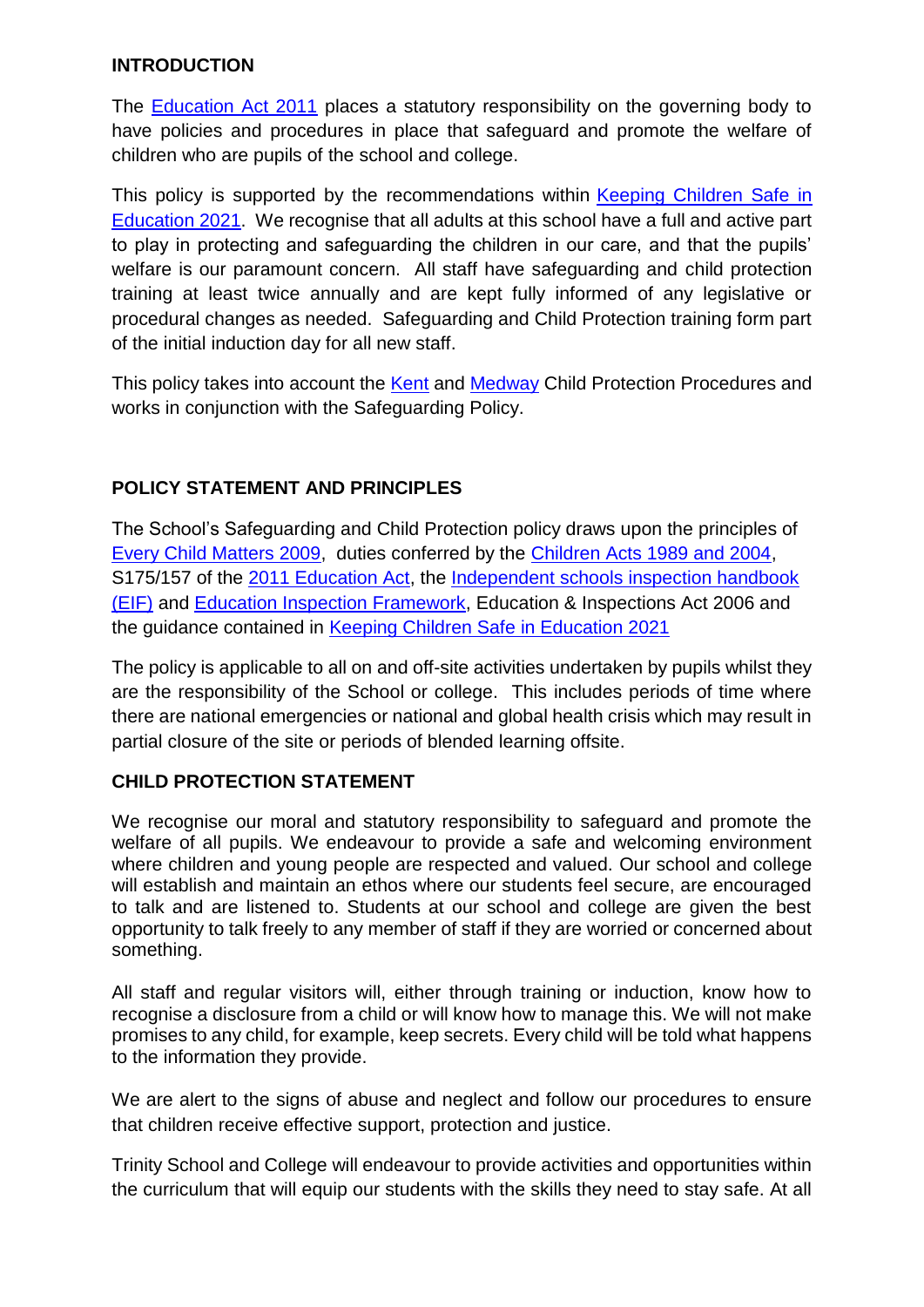## INTRODUCTION

The Education Act 2011 places a statutory responsibility on the governing body to have policies and procedures in place that safeguard and promote the welfare of children who are pupils of the school and college.

This policy is supported by the recommendations within Keeping Children Safe in Education 2021. We recognise that all adults at this school have a full and active part to play in protecting and safeguarding the children in our care, and that the pupils' welfare is our paramount concern. All staff have safeguarding and child protection training at least twice annually and are kept fully informed of any legislative or procedural changes as needed. Safeguarding and Child Protection training form part of the initial induction day for all new staff.

This policy takes into account the Kent and Medway Child Protection Procedures and works in conjunction with the Safeguarding Policy.

## POLICY STATEMENT AND PRINCIPLES

The School's Safeguarding and Child Protection policy draws upon the principles of Every Child Matters 2009, duties conferred by the Children Acts 1989 and 2004, S175/157 of the 2011 Education Act, the Independent schools inspection handbook (EIF) and Education Inspection Framework, Education & Inspections Act 2006 and the guidance contained in Keeping Children Safe in Education 2021

The policy is applicable to all on and off-site activities undertaken by pupils whilst they are the responsibility of the School or college. This includes periods of time where there are national emergencies or national and global health crisis which may result in partial closure of the site or periods of blended learning offsite.

## CHILD PROTECTION STATEMENT

We recognise our moral and statutory responsibility to safeguard and promote the welfare of all pupils. We endeavour to provide a safe and welcoming environment where children and young people are respected and valued. Our school and college will establish and maintain an ethos where our students feel secure, are encouraged to talk and are listened to. Students at our school and college are given the best opportunity to talk freely to any member of staff if they are worried or concerned about something.

All staff and regular visitors will, either through training or induction, know how to recognise a disclosure from a child or will know how to manage this. We will not make promises to any child, for example, keep secrets. Every child will be told what happens to the information they provide.

We are alert to the signs of abuse and neglect and follow our procedures to ensure that children receive effective support, protection and justice.

Trinity School and College will endeavour to provide activities and opportunities within the curriculum that will equip our students with the skills they need to stay safe. At all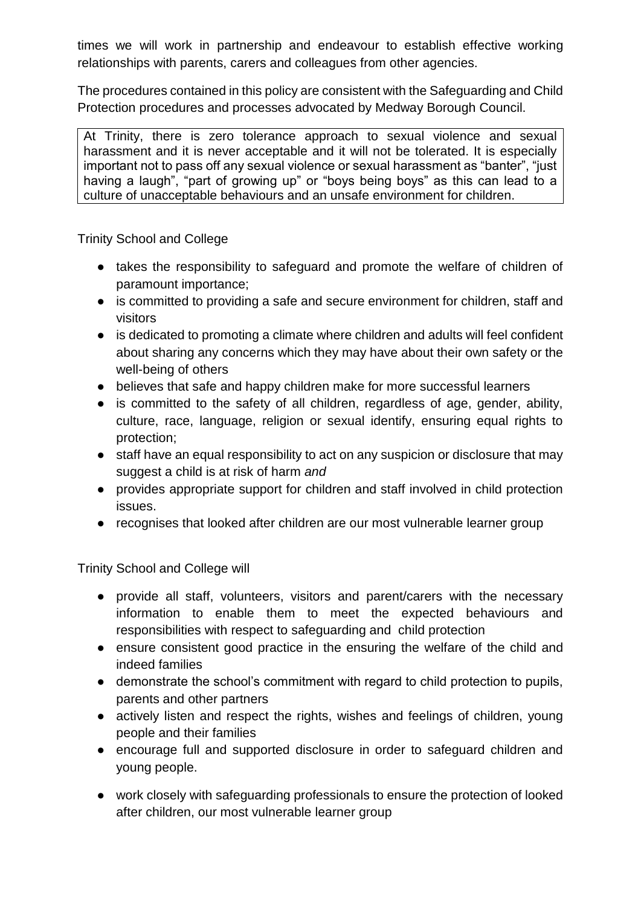times we will work in partnership and endeavour to establish effective working relationships with parents, carers and colleagues from other agencies.

The procedures contained in this policy are consistent with the Safeguarding and Child Protection procedures and processes advocated by Medway Borough Council.

> At Trinity, there is zero tolerance approach to sexual violence and sexual harassment and it is never acceptable and it will not be tolerated. It is especially important not to pass off any sexual violence or sexual harassment as "banter", "just having a laugh", "part of growing up" or "boys being boys" as this can lead to a culture of unacceptable behaviours and an unsafe environment for children.

Trinity School and College

- takes the responsibility to safeguard and promote the welfare of children of paramount importance;
- is committed to providing a safe and secure environment for children, staff and visitors
- is dedicated to promoting a climate where children and adults will feel confident about sharing any concerns which they may have about their own safety or the well-being of others
- believes that safe and happy children make for more successful learners
- is committed to the safety of all children, regardless of age, gender, ability, culture, race, language, religion or sexual identify, ensuring equal rights to protection;
- staff have an equal responsibility to act on any suspicion or disclosure that may suggest a child is at risk of harm *and*
- provides appropriate support for children and staff involved in child protection issues.
- recognises that looked after children are our most vulnerable learner group

Trinity School and College will

- provide all staff, volunteers, visitors and parent/carers with the necessary information to enable them to meet the expected behaviours and responsibilities with respect to safeguarding and child protection
- ensure consistent good practice in the ensuring the welfare of the child and indeed families
- demonstrate the school's commitment with regard to child protection to pupils, parents and other partners
- actively listen and respect the rights, wishes and feelings of children, young people and their families
- encourage full and supported disclosure in order to safeguard children and young people.
- work closely with safeguarding professionals to ensure the protection of looked after children, our most vulnerable learner group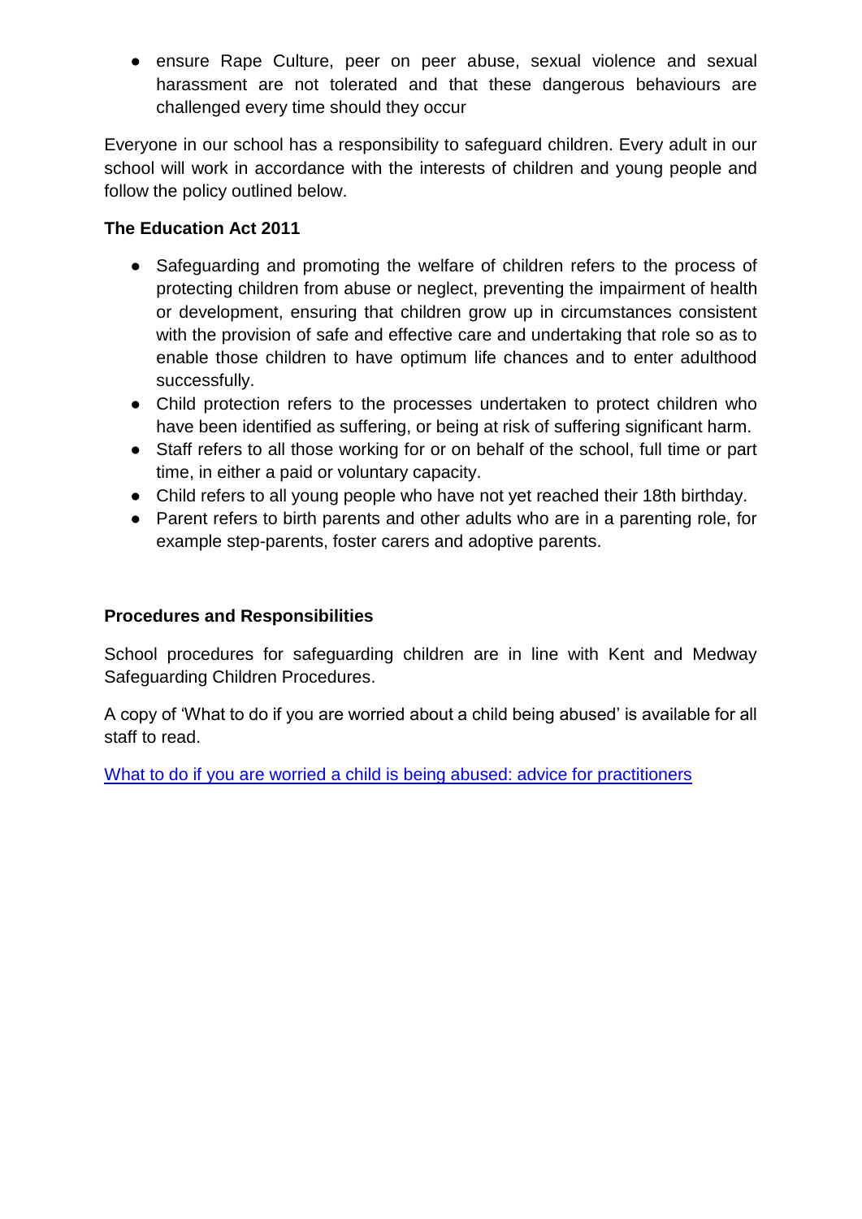- ensure Rape Culture, peer on peer abuse, sexual violence and sexual harassment are not tolerated and that these dangerous behaviours are challenged every time should they occur

Everyone in our school has a responsibility to safeguard children. Every adult in our school will work in accordance with the interests of children and young people and follow the policy outlined below.

**The Education Act 2011**

- Safeguarding and promoting the welfare of children refers to the process of protecting children from abuse or neglect, preventing the impairment of health or development, ensuring that children grow up in circumstances consistent with the provision of safe and effective care and undertaking that role so as to enable those children to have optimum life chances and to enter adulthood successfully.
- Child protection refers to the processes undertaken to protect children who have been identified as suffering, or being at risk of suffering significant harm.
- Staff refers to all those working for or on behalf of the school, full time or part time, in either a paid or voluntary capacity.
- Child refers to all young people who have not yet reached their 18th birthday.
- Parent refers to birth parents and other adults who are in a parenting role, for example step-parents, foster carers and adoptive parents.

**Procedures and Responsibilities**

School procedures for safeguarding children are in line with Kent and Medway Safeguarding Children Procedures.

A copy of 'What to do if you are worried about a child being abused' is available for all staff to read.

What to do if you are worried a child is being abused: advice for practitioners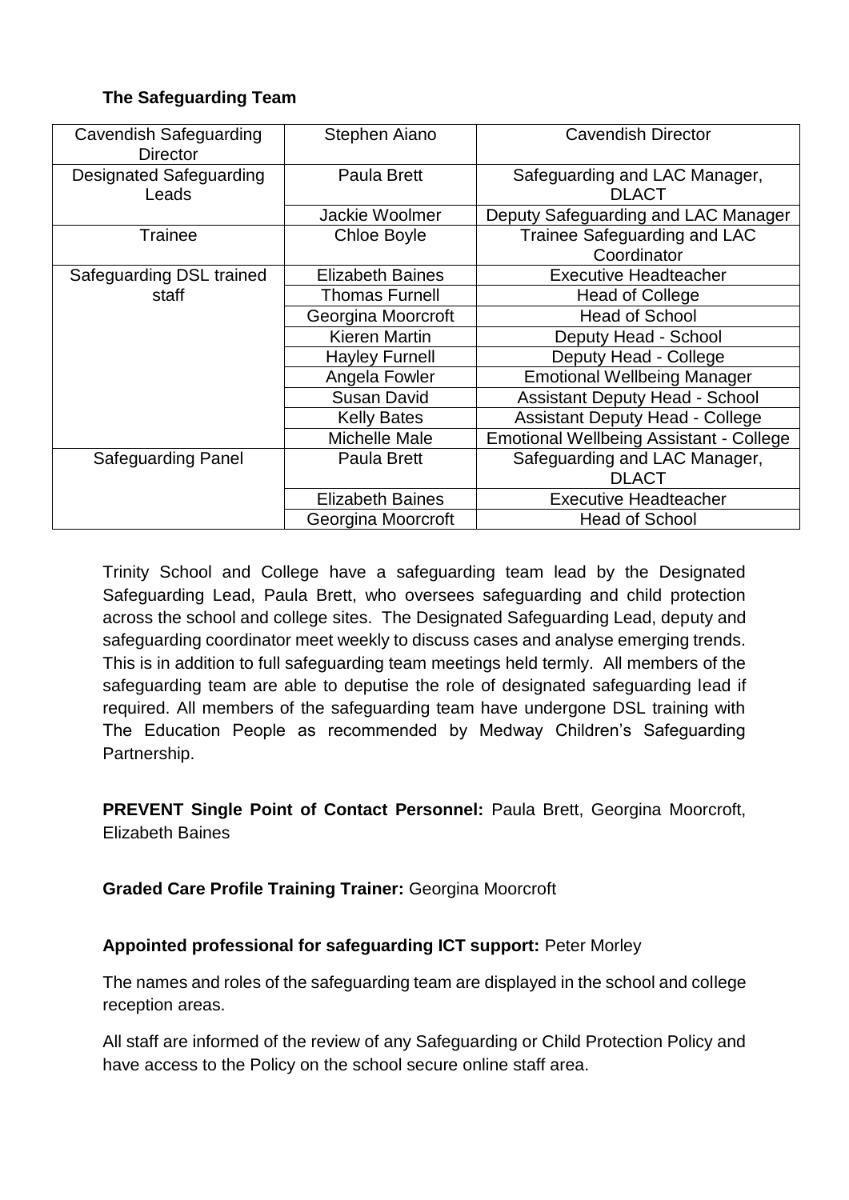**The Safeguarding Team**

| Cavendish Safeguarding Director | Stephen Aiano | Cavendish Director |
|---|---|---|
| Designated Safeguarding Leads | Paula Brett | Safeguarding and LAC Manager, DLACT |
| | Jackie Woolmer | Deputy Safeguarding and LAC Manager |
| Trainee | Chloe Boyle | Trainee Safeguarding and LAC Coordinator |
| Safeguarding DSL trained staff | Elizabeth Baines | Executive Headteacher |
| | Thomas Furnell | Head of College |
| | Georgina Moorcroft | Head of School |
| | Kieren Martin | Deputy Head - School |
| | Hayley Furnell | Deputy Head - College |
| | Angela Fowler | Emotional Wellbeing Manager |
| | Susan David | Assistant Deputy Head - School |
| | Kelly Bates | Assistant Deputy Head - College |
| | Michelle Male | Emotional Wellbeing Assistant - College |
| Safeguarding Panel | Paula Brett | Safeguarding and LAC Manager, DLACT |
| | Elizabeth Baines | Executive Headteacher |
| | Georgina Moorcroft | Head of School |

Trinity School and College have a safeguarding team lead by the Designated Safeguarding Lead, Paula Brett, who oversees safeguarding and child protection across the school and college sites. The Designated Safeguarding Lead, deputy and safeguarding coordinator meet weekly to discuss cases and analyse emerging trends. This is in addition to full safeguarding team meetings held termly. All members of the safeguarding team are able to deputise the role of designated safeguarding lead if required. All members of the safeguarding team have undergone DSL training with The Education People as recommended by Medway Children's Safeguarding Partnership.

**PREVENT Single Point of Contact Personnel:** Paula Brett, Georgina Moorcroft, Elizabeth Baines

**Graded Care Profile Training Trainer:** Georgina Moorcroft

**Appointed professional for safeguarding ICT support:** Peter Morley

The names and roles of the safeguarding team are displayed in the school and college reception areas.

All staff are informed of the review of any Safeguarding or Child Protection Policy and have access to the Policy on the school secure online staff area.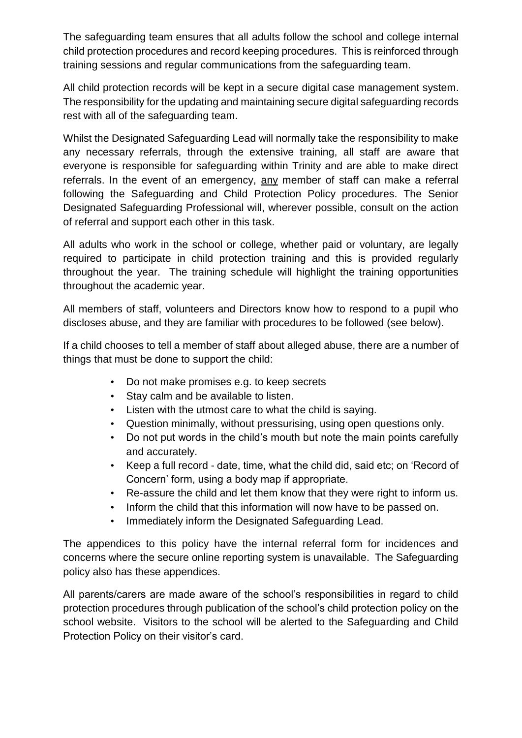The safeguarding team ensures that all adults follow the school and college internal child protection procedures and record keeping procedures. This is reinforced through training sessions and regular communications from the safeguarding team.

All child protection records will be kept in a secure digital case management system. The responsibility for the updating and maintaining secure digital safeguarding records rest with all of the safeguarding team.

Whilst the Designated Safeguarding Lead will normally take the responsibility to make any necessary referrals, through the extensive training, all staff are aware that everyone is responsible for safeguarding within Trinity and are able to make direct referrals. In the event of an emergency, <u>any</u> member of staff can make a referral following the Safeguarding and Child Protection Policy procedures. The Senior Designated Safeguarding Professional will, wherever possible, consult on the action of referral and support each other in this task.

All adults who work in the school or college, whether paid or voluntary, are legally required to participate in child protection training and this is provided regularly throughout the year. The training schedule will highlight the training opportunities throughout the academic year.

All members of staff, volunteers and Directors know how to respond to a pupil who discloses abuse, and they are familiar with procedures to be followed (see below).

If a child chooses to tell a member of staff about alleged abuse, there are a number of things that must be done to support the child:

- Do not make promises e.g. to keep secrets
- Stay calm and be available to listen.
- Listen with the utmost care to what the child is saying.
- Question minimally, without pressurising, using open questions only.
- Do not put words in the child's mouth but note the main points carefully and accurately.
- Keep a full record - date, time, what the child did, said etc; on 'Record of Concern' form, using a body map if appropriate.
- Re-assure the child and let them know that they were right to inform us.
- Inform the child that this information will now have to be passed on.
- Immediately inform the Designated Safeguarding Lead.

The appendices to this policy have the internal referral form for incidences and concerns where the secure online reporting system is unavailable. The Safeguarding policy also has these appendices.

All parents/carers are made aware of the school's responsibilities in regard to child protection procedures through publication of the school's child protection policy on the school website. Visitors to the school will be alerted to the Safeguarding and Child Protection Policy on their visitor's card.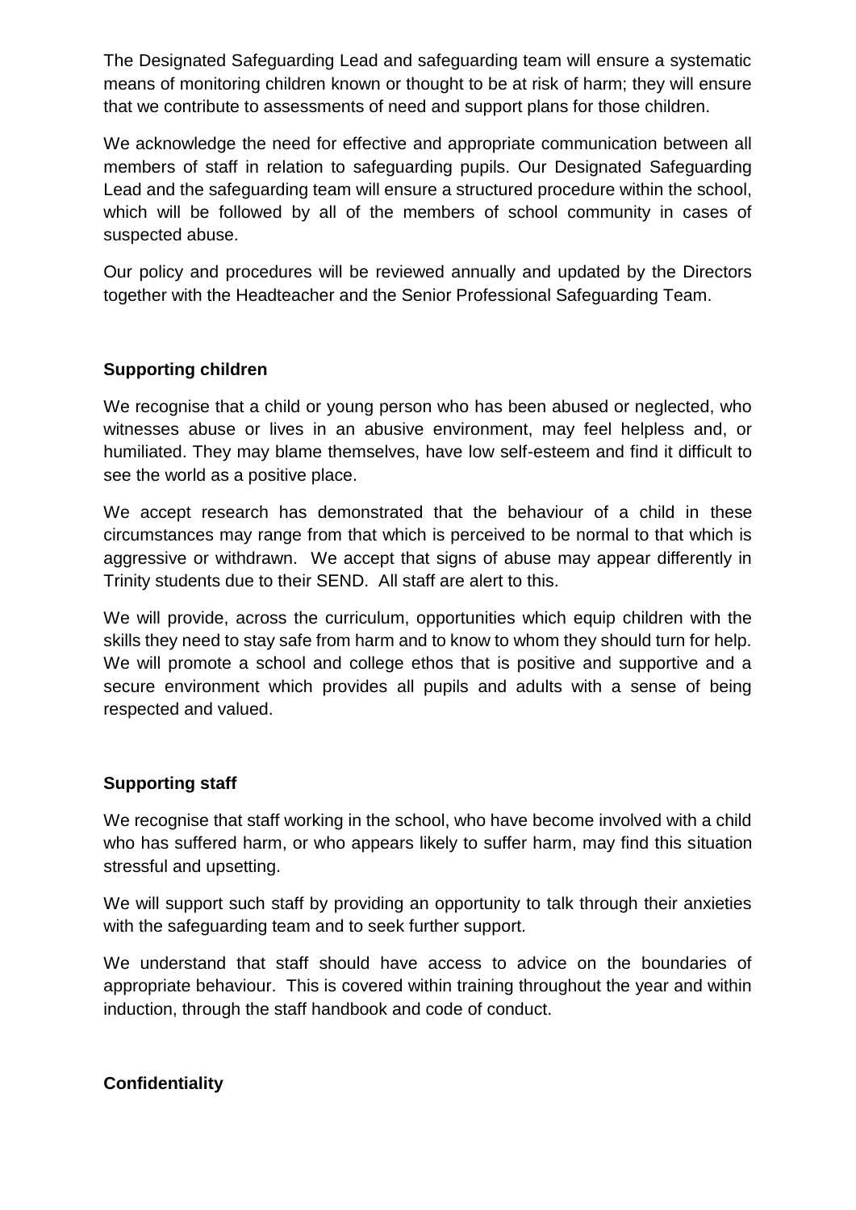The Designated Safeguarding Lead and safeguarding team will ensure a systematic means of monitoring children known or thought to be at risk of harm; they will ensure that we contribute to assessments of need and support plans for those children.

We acknowledge the need for effective and appropriate communication between all members of staff in relation to safeguarding pupils. Our Designated Safeguarding Lead and the safeguarding team will ensure a structured procedure within the school, which will be followed by all of the members of school community in cases of suspected abuse.

Our policy and procedures will be reviewed annually and updated by the Directors together with the Headteacher and the Senior Professional Safeguarding Team.

**Supporting children**

We recognise that a child or young person who has been abused or neglected, who witnesses abuse or lives in an abusive environment, may feel helpless and, or humiliated. They may blame themselves, have low self-esteem and find it difficult to see the world as a positive place.

We accept research has demonstrated that the behaviour of a child in these circumstances may range from that which is perceived to be normal to that which is aggressive or withdrawn. We accept that signs of abuse may appear differently in Trinity students due to their SEND. All staff are alert to this.

We will provide, across the curriculum, opportunities which equip children with the skills they need to stay safe from harm and to know to whom they should turn for help. We will promote a school and college ethos that is positive and supportive and a secure environment which provides all pupils and adults with a sense of being respected and valued.

**Supporting staff**

We recognise that staff working in the school, who have become involved with a child who has suffered harm, or who appears likely to suffer harm, may find this situation stressful and upsetting.

We will support such staff by providing an opportunity to talk through their anxieties with the safeguarding team and to seek further support.

We understand that staff should have access to advice on the boundaries of appropriate behaviour. This is covered within training throughout the year and within induction, through the staff handbook and code of conduct.

**Confidentiality**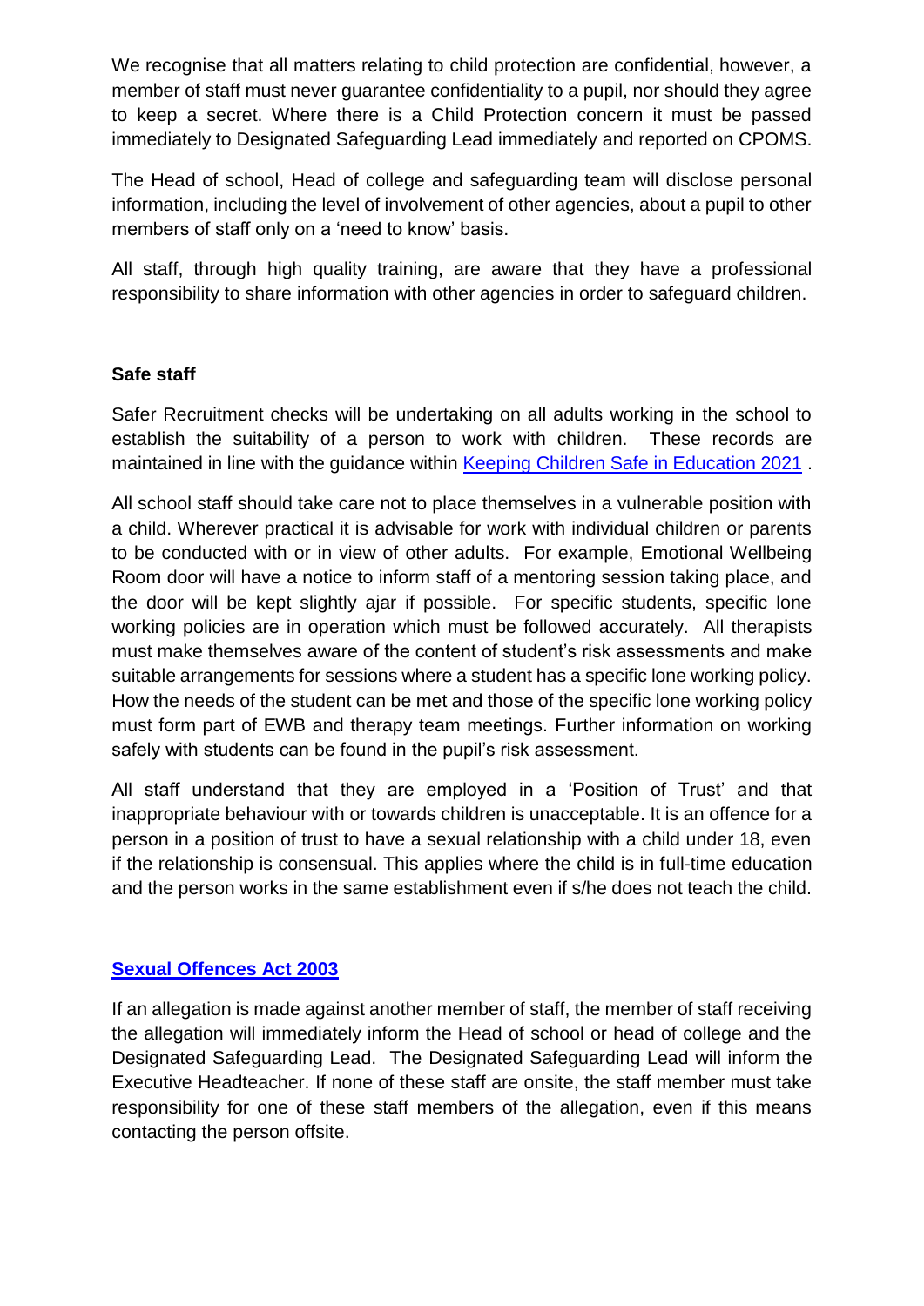We recognise that all matters relating to child protection are confidential, however, a member of staff must never guarantee confidentiality to a pupil, nor should they agree to keep a secret. Where there is a Child Protection concern it must be passed immediately to Designated Safeguarding Lead immediately and reported on CPOMS.

The Head of school, Head of college and safeguarding team will disclose personal information, including the level of involvement of other agencies, about a pupil to other members of staff only on a 'need to know' basis.

All staff, through high quality training, are aware that they have a professional responsibility to share information with other agencies in order to safeguard children.

**Safe staff**

Safer Recruitment checks will be undertaking on all adults working in the school to establish the suitability of a person to work with children. These records are maintained in line with the guidance within [Keeping Children Safe in Education 2021](#) .

All school staff should take care not to place themselves in a vulnerable position with a child. Wherever practical it is advisable for work with individual children or parents to be conducted with or in view of other adults. For example, Emotional Wellbeing Room door will have a notice to inform staff of a mentoring session taking place, and the door will be kept slightly ajar if possible. For specific students, specific lone working policies are in operation which must be followed accurately. All therapists must make themselves aware of the content of student's risk assessments and make suitable arrangements for sessions where a student has a specific lone working policy. How the needs of the student can be met and those of the specific lone working policy must form part of EWB and therapy team meetings. Further information on working safely with students can be found in the pupil's risk assessment.

All staff understand that they are employed in a 'Position of Trust' and that inappropriate behaviour with or towards children is unacceptable. It is an offence for a person in a position of trust to have a sexual relationship with a child under 18, even if the relationship is consensual. This applies where the child is in full-time education and the person works in the same establishment even if s/he does not teach the child.

**[Sexual Offences Act 2003](#)**

If an allegation is made against another member of staff, the member of staff receiving the allegation will immediately inform the Head of school or head of college and the Designated Safeguarding Lead. The Designated Safeguarding Lead will inform the Executive Headteacher. If none of these staff are onsite, the staff member must take responsibility for one of these staff members of the allegation, even if this means contacting the person offsite.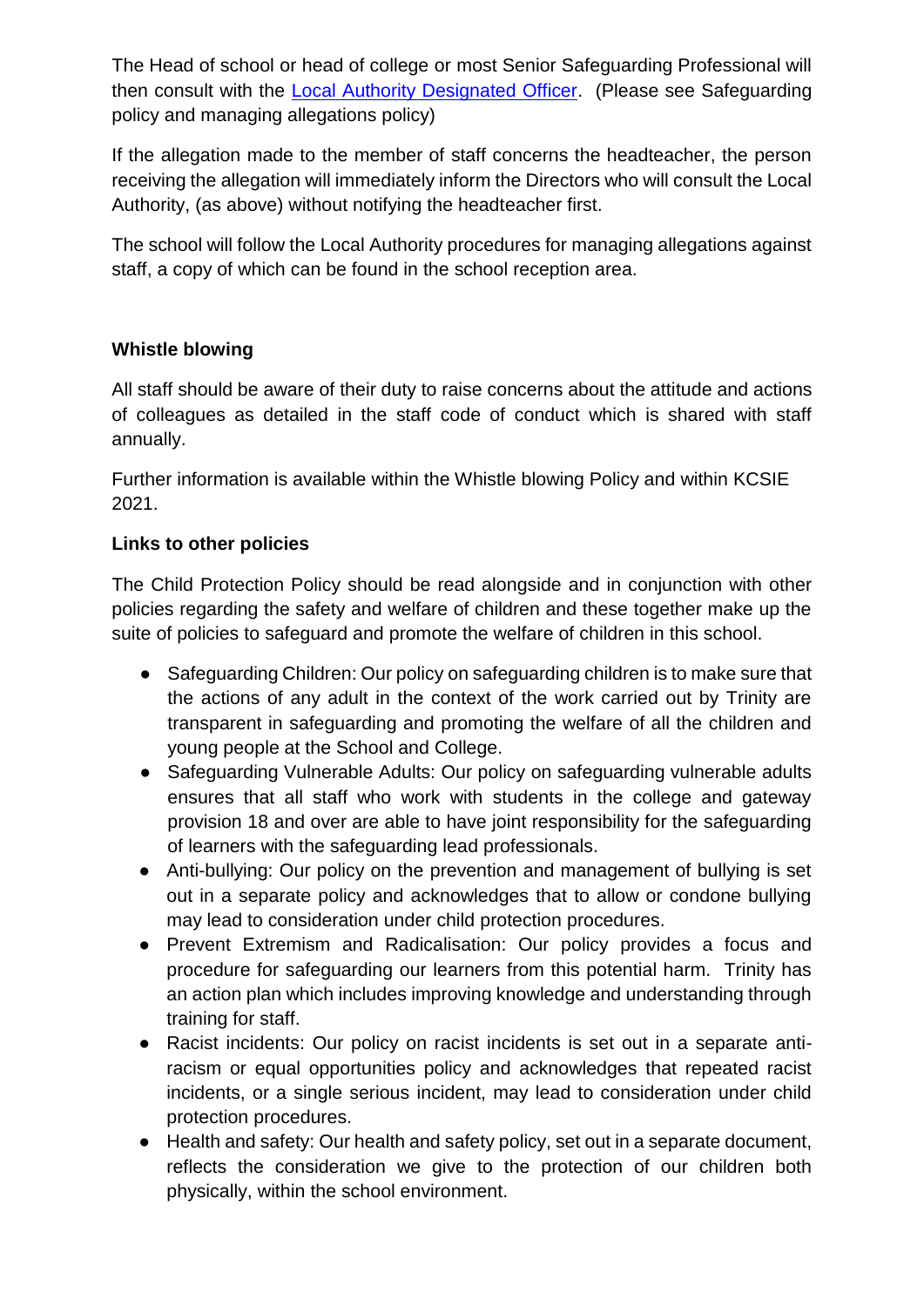The Head of school or head of college or most Senior Safeguarding Professional will then consult with the [Local Authority Designated Officer](). (Please see Safeguarding policy and managing allegations policy)

If the allegation made to the member of staff concerns the headteacher, the person receiving the allegation will immediately inform the Directors who will consult the Local Authority, (as above) without notifying the headteacher first.

The school will follow the Local Authority procedures for managing allegations against staff, a copy of which can be found in the school reception area.

**Whistle blowing**

All staff should be aware of their duty to raise concerns about the attitude and actions of colleagues as detailed in the staff code of conduct which is shared with staff annually.

Further information is available within the Whistle blowing Policy and within KCSIE 2021.

**Links to other policies**

The Child Protection Policy should be read alongside and in conjunction with other policies regarding the safety and welfare of children and these together make up the suite of policies to safeguard and promote the welfare of children in this school.

- Safeguarding Children: Our policy on safeguarding children is to make sure that the actions of any adult in the context of the work carried out by Trinity are transparent in safeguarding and promoting the welfare of all the children and young people at the School and College.
- Safeguarding Vulnerable Adults: Our policy on safeguarding vulnerable adults ensures that all staff who work with students in the college and gateway provision 18 and over are able to have joint responsibility for the safeguarding of learners with the safeguarding lead professionals.
- Anti-bullying: Our policy on the prevention and management of bullying is set out in a separate policy and acknowledges that to allow or condone bullying may lead to consideration under child protection procedures.
- Prevent Extremism and Radicalisation: Our policy provides a focus and procedure for safeguarding our learners from this potential harm. Trinity has an action plan which includes improving knowledge and understanding through training for staff.
- Racist incidents: Our policy on racist incidents is set out in a separate anti-racism or equal opportunities policy and acknowledges that repeated racist incidents, or a single serious incident, may lead to consideration under child protection procedures.
- Health and safety: Our health and safety policy, set out in a separate document, reflects the consideration we give to the protection of our children both physically, within the school environment.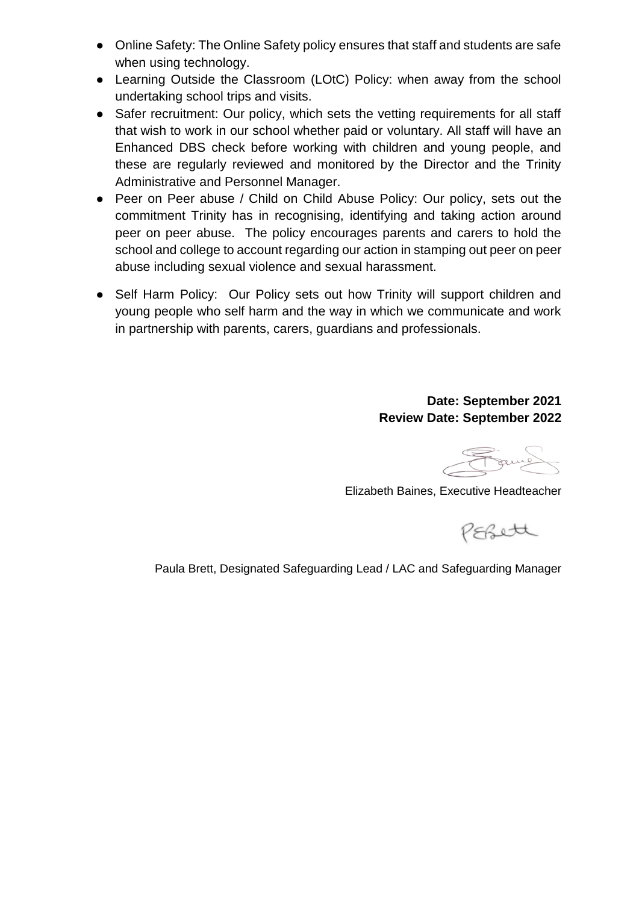- Online Safety: The Online Safety policy ensures that staff and students are safe when using technology.
- Learning Outside the Classroom (LOtC) Policy: when away from the school undertaking school trips and visits.
- Safer recruitment: Our policy, which sets the vetting requirements for all staff that wish to work in our school whether paid or voluntary. All staff will have an Enhanced DBS check before working with children and young people, and these are regularly reviewed and monitored by the Director and the Trinity Administrative and Personnel Manager.
- Peer on Peer abuse / Child on Child Abuse Policy: Our policy, sets out the commitment Trinity has in recognising, identifying and taking action around peer on peer abuse. The policy encourages parents and carers to hold the school and college to account regarding our action in stamping out peer on peer abuse including sexual violence and sexual harassment.
- Self Harm Policy: Our Policy sets out how Trinity will support children and young people who self harm and the way in which we communicate and work in partnership with parents, carers, guardians and professionals.

**Date: September 2021**
**Review Date: September 2022**

Elizabeth Baines, Executive Headteacher

Paula Brett, Designated Safeguarding Lead / LAC and Safeguarding Manager